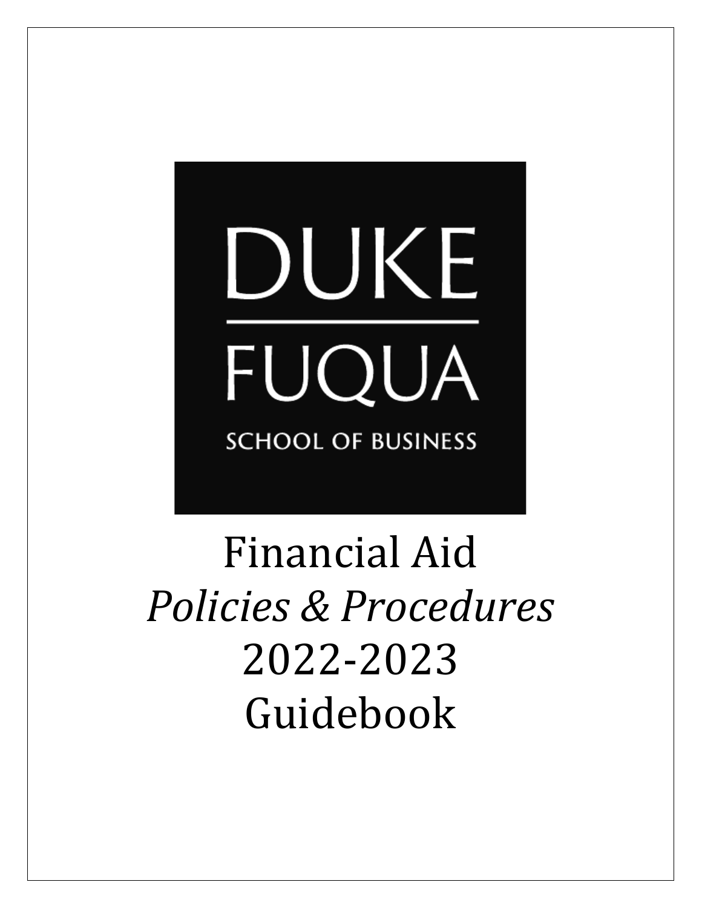DUKE

FUQUA

SCHOOL OF BUSINESS

# Financial Aid
# *Policies & Procedures*
# 2022-2023
# Guidebook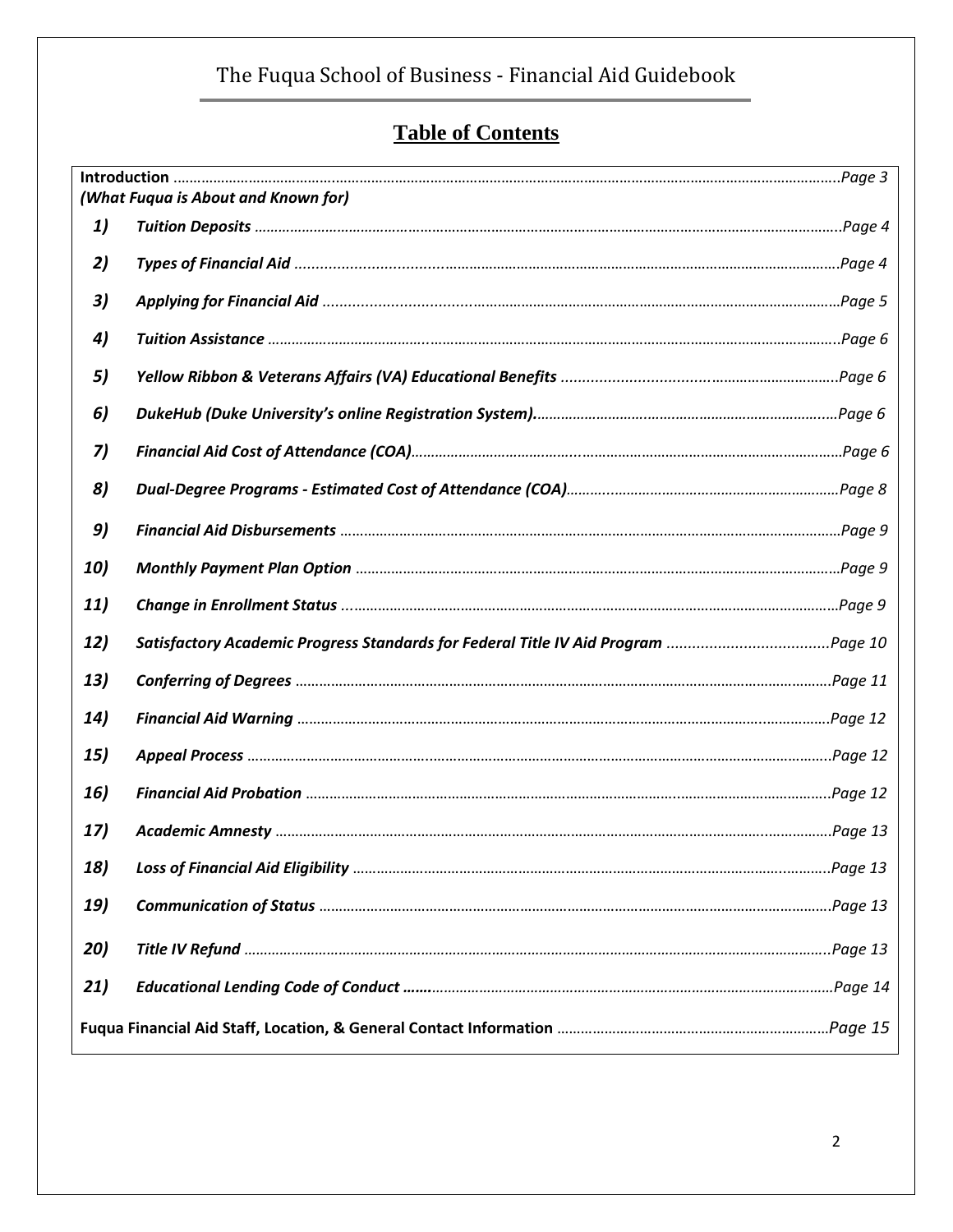# Table of Contents

| | | |
|---|---|---|
| **Introduction** *(What Fuqua is About and Known for)* | | *Page 3* |
| ***1)*** | ***Tuition Deposits*** | *Page 4* |
| ***2)*** | ***Types of Financial Aid*** | *Page 4* |
| ***3)*** | ***Applying for Financial Aid*** | *Page 5* |
| ***4)*** | ***Tuition Assistance*** | *Page 6* |
| ***5)*** | ***Yellow Ribbon & Veterans Affairs (VA) Educational Benefits*** | *Page 6* |
| ***6)*** | ***DukeHub (Duke University's online Registration System).*** | *Page 6* |
| ***7)*** | ***Financial Aid Cost of Attendance (COA)*** | *Page 6* |
| ***8)*** | ***Dual-Degree Programs - Estimated Cost of Attendance (COA)*** | *Page 8* |
| ***9)*** | ***Financial Aid Disbursements*** | *Page 9* |
| ***10)*** | ***Monthly Payment Plan Option*** | *Page 9* |
| ***11)*** | ***Change in Enrollment Status*** | *Page 9* |
| ***12)*** | ***Satisfactory Academic Progress Standards for Federal Title IV Aid Program*** | *Page 10* |
| ***13)*** | ***Conferring of Degrees*** | *Page 11* |
| ***14)*** | ***Financial Aid Warning*** | *Page 12* |
| ***15)*** | ***Appeal Process*** | *Page 12* |
| ***16)*** | ***Financial Aid Probation*** | *Page 12* |
| ***17)*** | ***Academic Amnesty*** | *Page 13* |
| ***18)*** | ***Loss of Financial Aid Eligibility*** | *Page 13* |
| ***19)*** | ***Communication of Status*** | *Page 13* |
| ***20)*** | ***Title IV Refund*** | *Page 13* |
| ***21)*** | ***Educational Lending Code of Conduct*** | *Page 14* |
| **Fuqua Financial Aid Staff, Location, & General Contact Information** | | *Page 15* |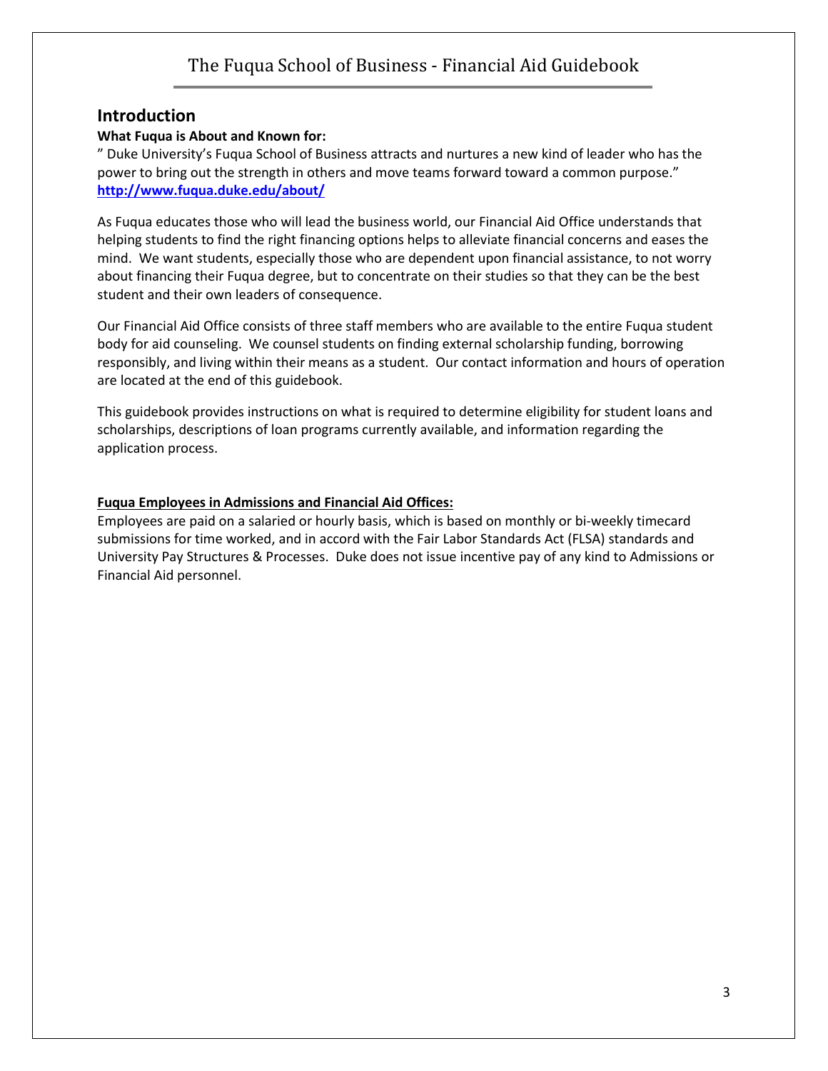## Introduction

**What Fuqua is About and Known for:**

" Duke University's Fuqua School of Business attracts and nurtures a new kind of leader who has the power to bring out the strength in others and move teams forward toward a common purpose."
**http://www.fuqua.duke.edu/about/**

As Fuqua educates those who will lead the business world, our Financial Aid Office understands that helping students to find the right financing options helps to alleviate financial concerns and eases the mind. We want students, especially those who are dependent upon financial assistance, to not worry about financing their Fuqua degree, but to concentrate on their studies so that they can be the best student and their own leaders of consequence.

Our Financial Aid Office consists of three staff members who are available to the entire Fuqua student body for aid counseling. We counsel students on finding external scholarship funding, borrowing responsibly, and living within their means as a student. Our contact information and hours of operation are located at the end of this guidebook.

This guidebook provides instructions on what is required to determine eligibility for student loans and scholarships, descriptions of loan programs currently available, and information regarding the application process.

**Fuqua Employees in Admissions and Financial Aid Offices:**

Employees are paid on a salaried or hourly basis, which is based on monthly or bi-weekly timecard submissions for time worked, and in accord with the Fair Labor Standards Act (FLSA) standards and University Pay Structures & Processes. Duke does not issue incentive pay of any kind to Admissions or Financial Aid personnel.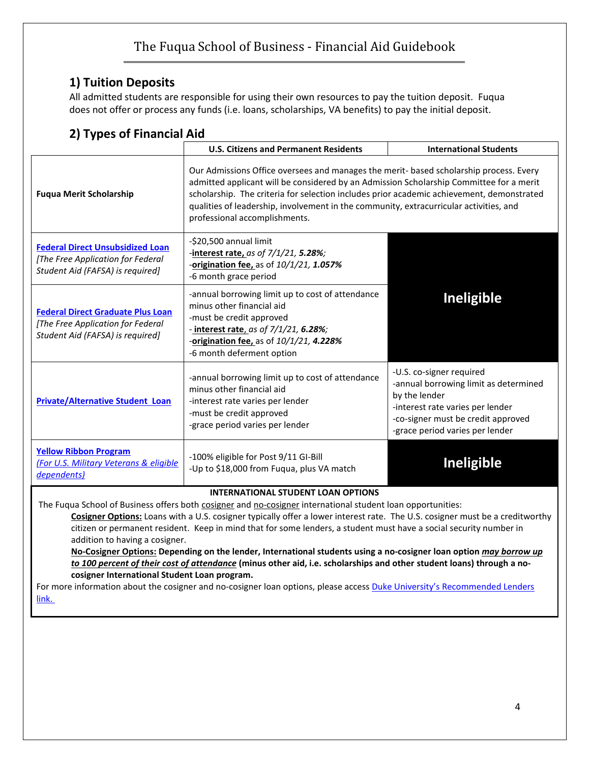## 1) Tuition Deposits

All admitted students are responsible for using their own resources to pay the tuition deposit. Fuqua does not offer or process any funds (i.e. loans, scholarships, VA benefits) to pay the initial deposit.

## 2) Types of Financial Aid

| | U.S. Citizens and Permanent Residents | International Students |
|---|---|---|
| **Fuqua Merit Scholarship** | Our Admissions Office oversees and manages the merit- based scholarship process. Every admitted applicant will be considered by an Admission Scholarship Committee for a merit scholarship. The criteria for selection includes prior academic achievement, demonstrated qualities of leadership, involvement in the community, extracurricular activities, and professional accomplishments. | |
| **Federal Direct Unsubsidized Loan** *[The Free Application for Federal Student Aid (FAFSA) is required]* | -$20,500 annual limit<br>-**interest rate,** *as of 7/1/21,* ***5.28%****;*<br>-**origination fee,** as of *10/1/21,* ***1.057%***<br>-6 month grace period | **Ineligible** |
| **Federal Direct Graduate Plus Loan** *[The Free Application for Federal Student Aid (FAFSA) is required]* | -annual borrowing limit up to cost of attendance minus other financial aid<br>-must be credit approved<br>- **interest rate**, *as of 7/1/21,* ***6.28%****;*<br>-**origination fee,** as of *10/1/21,* ***4.228%***<br>-6 month deferment option | **Ineligible** |
| **Private/Alternative Student Loan** | -annual borrowing limit up to cost of attendance minus other financial aid<br>-interest rate varies per lender<br>-must be credit approved<br>-grace period varies per lender | -U.S. co-signer required<br>-annual borrowing limit as determined by the lender<br>-interest rate varies per lender<br>-co-signer must be credit approved<br>-grace period varies per lender |
| **Yellow Ribbon Program** *(For U.S. Military Veterans & eligible dependents)* | -100% eligible for Post 9/11 GI-Bill<br>-Up to $18,000 from Fuqua, plus VA match | **Ineligible** |

**INTERNATIONAL STUDENT LOAN OPTIONS**

The Fuqua School of Business offers both cosigner and no-cosigner international student loan opportunities:

**Cosigner Options:** Loans with a U.S. cosigner typically offer a lower interest rate. The U.S. cosigner must be a creditworthy citizen or permanent resident. Keep in mind that for some lenders, a student must have a social security number in addition to having a cosigner.

**No-Cosigner Options: Depending on the lender, International students using a no-cosigner loan option *may borrow up to 100 percent of their cost of attendance* (minus other aid, i.e. scholarships and other student loans) through a no-cosigner International Student Loan program.**

For more information about the cosigner and no-cosigner loan options, please access Duke University's Recommended Lenders link.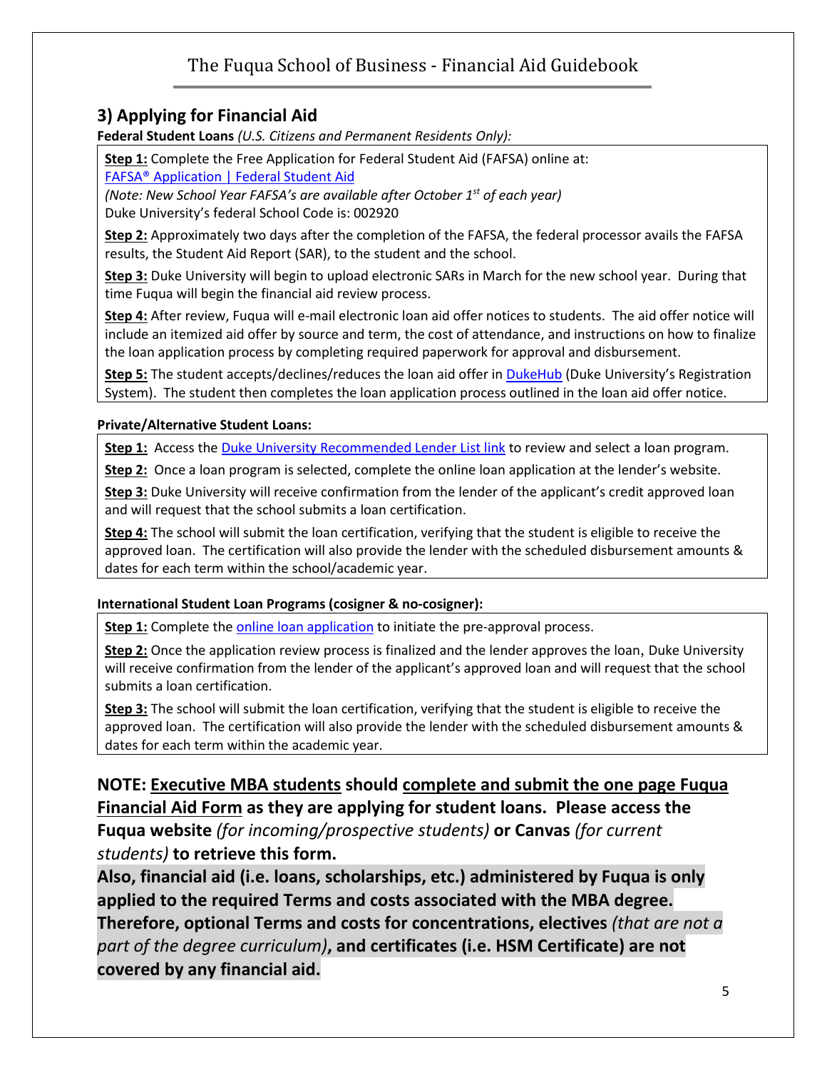## 3) Applying for Financial Aid

**Federal Student Loans** *(U.S. Citizens and Permanent Residents Only):*

**Step 1:** Complete the Free Application for Federal Student Aid (FAFSA) online at: [FAFSA® Application | Federal Student Aid]
*(Note: New School Year FAFSA's are available after October 1st of each year)*
Duke University's federal School Code is: 002920

**Step 2:** Approximately two days after the completion of the FAFSA, the federal processor avails the FAFSA results, the Student Aid Report (SAR), to the student and the school.

**Step 3:** Duke University will begin to upload electronic SARs in March for the new school year. During that time Fuqua will begin the financial aid review process.

**Step 4:** After review, Fuqua will e-mail electronic loan aid offer notices to students. The aid offer notice will include an itemized aid offer by source and term, the cost of attendance, and instructions on how to finalize the loan application process by completing required paperwork for approval and disbursement.

**Step 5:** The student accepts/declines/reduces the loan aid offer in DukeHub (Duke University's Registration System). The student then completes the loan application process outlined in the loan aid offer notice.

**Private/Alternative Student Loans:**

**Step 1:** Access the Duke University Recommended Lender List link to review and select a loan program.

**Step 2:** Once a loan program is selected, complete the online loan application at the lender's website.

**Step 3:** Duke University will receive confirmation from the lender of the applicant's credit approved loan and will request that the school submits a loan certification.

**Step 4:** The school will submit the loan certification, verifying that the student is eligible to receive the approved loan. The certification will also provide the lender with the scheduled disbursement amounts & dates for each term within the school/academic year.

**International Student Loan Programs (cosigner & no-cosigner):**

**Step 1:** Complete the online loan application to initiate the pre-approval process.

**Step 2:** Once the application review process is finalized and the lender approves the loan, Duke University will receive confirmation from the lender of the applicant's approved loan and will request that the school submits a loan certification.

**Step 3:** The school will submit the loan certification, verifying that the student is eligible to receive the approved loan. The certification will also provide the lender with the scheduled disbursement amounts & dates for each term within the academic year.

**NOTE: Executive MBA students should complete and submit the one page Fuqua Financial Aid Form as they are applying for student loans. Please access the Fuqua website** *(for incoming/prospective students)* **or Canvas** *(for current students)* **to retrieve this form.**

**Also, financial aid (i.e. loans, scholarships, etc.) administered by Fuqua is only applied to the required Terms and costs associated with the MBA degree. Therefore, optional Terms and costs for concentrations, electives** *(that are not a part of the degree curriculum)*, **and certificates (i.e. HSM Certificate) are not covered by any financial aid.**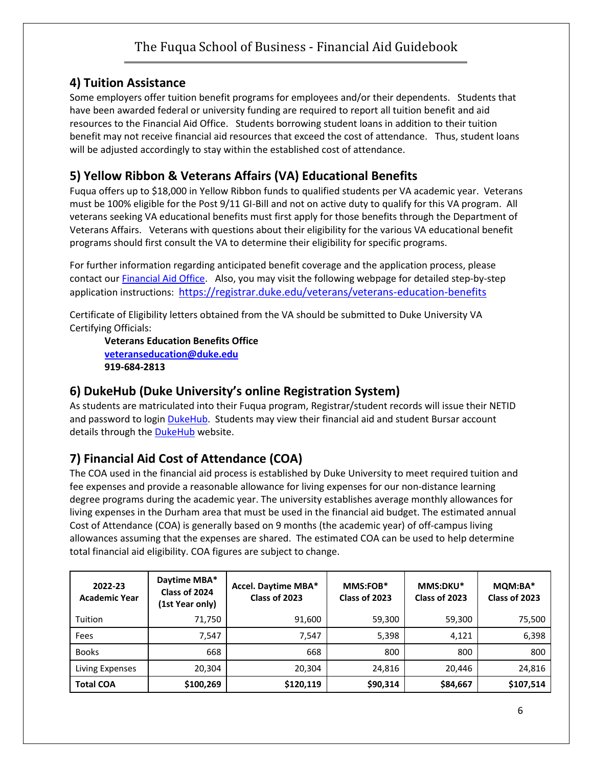## 4) Tuition Assistance

Some employers offer tuition benefit programs for employees and/or their dependents. Students that have been awarded federal or university funding are required to report all tuition benefit and aid resources to the Financial Aid Office. Students borrowing student loans in addition to their tuition benefit may not receive financial aid resources that exceed the cost of attendance. Thus, student loans will be adjusted accordingly to stay within the established cost of attendance.

## 5) Yellow Ribbon & Veterans Affairs (VA) Educational Benefits

Fuqua offers up to $18,000 in Yellow Ribbon funds to qualified students per VA academic year. Veterans must be 100% eligible for the Post 9/11 GI-Bill and not on active duty to qualify for this VA program. All veterans seeking VA educational benefits must first apply for those benefits through the Department of Veterans Affairs. Veterans with questions about their eligibility for the various VA educational benefit programs should first consult the VA to determine their eligibility for specific programs.

For further information regarding anticipated benefit coverage and the application process, please contact our Financial Aid Office. Also, you may visit the following webpage for detailed step-by-step application instructions: https://registrar.duke.edu/veterans/veterans-education-benefits

Certificate of Eligibility letters obtained from the VA should be submitted to Duke University VA Certifying Officials:

**Veterans Education Benefits Office**
**veteranseducation@duke.edu**
**919-684-2813**

## 6) DukeHub (Duke University's online Registration System)

As students are matriculated into their Fuqua program, Registrar/student records will issue their NETID and password to login DukeHub. Students may view their financial aid and student Bursar account details through the DukeHub website.

## 7) Financial Aid Cost of Attendance (COA)

The COA used in the financial aid process is established by Duke University to meet required tuition and fee expenses and provide a reasonable allowance for living expenses for our non-distance learning degree programs during the academic year. The university establishes average monthly allowances for living expenses in the Durham area that must be used in the financial aid budget. The estimated annual Cost of Attendance (COA) is generally based on 9 months (the academic year) of off-campus living allowances assuming that the expenses are shared. The estimated COA can be used to help determine total financial aid eligibility. COA figures are subject to change.

| 2022-23 Academic Year | Daytime MBA* Class of 2024 (1st Year only) | Accel. Daytime MBA* Class of 2023 | MMS:FOB* Class of 2023 | MMS:DKU* Class of 2023 | MQM:BA* Class of 2023 |
|---|---|---|---|---|---|
| Tuition | 71,750 | 91,600 | 59,300 | 59,300 | 75,500 |
| Fees | 7,547 | 7,547 | 5,398 | 4,121 | 6,398 |
| Books | 668 | 668 | 800 | 800 | 800 |
| Living Expenses | 20,304 | 20,304 | 24,816 | 20,446 | 24,816 |
| **Total COA** | **$100,269** | **$120,119** | **$90,314** | **$84,667** | **$107,514** |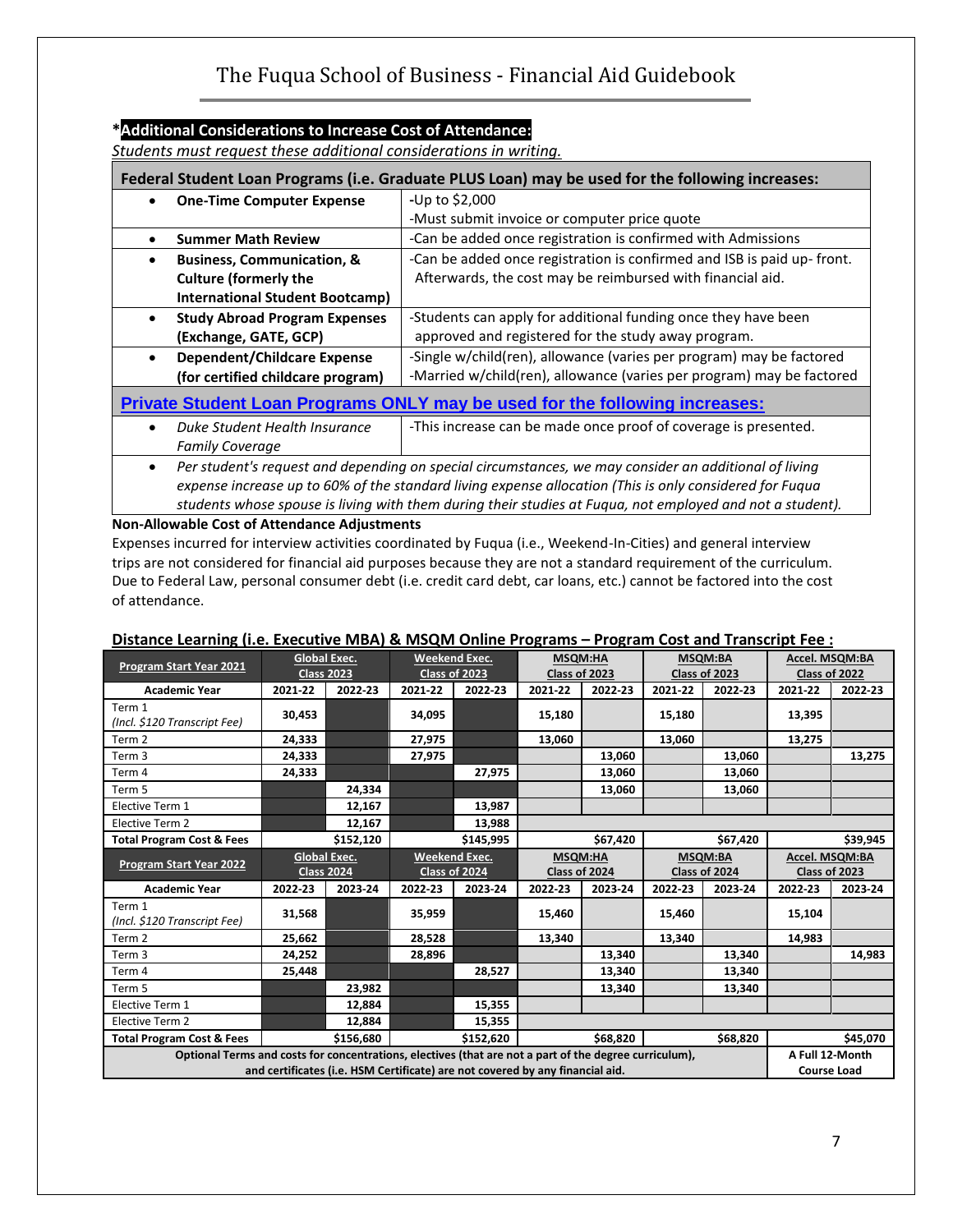**\*Additional Considerations to Increase Cost of Attendance:**

*Students must request these additional considerations in writing.*

| Federal Student Loan Programs (i.e. Graduate PLUS Loan) may be used for the following increases: | |
|---|---|
| • **One-Time Computer Expense** | -Up to $2,000<br>-Must submit invoice or computer price quote |
| • **Summer Math Review** | -Can be added once registration is confirmed with Admissions |
| • **Business, Communication, & Culture (formerly the International Student Bootcamp)** | -Can be added once registration is confirmed and ISB is paid up- front. Afterwards, the cost may be reimbursed with financial aid. |
| • **Study Abroad Program Expenses (Exchange, GATE, GCP)** | -Students can apply for additional funding once they have been approved and registered for the study away program. |
| • **Dependent/Childcare Expense (for certified childcare program)** | -Single w/child(ren), allowance (varies per program) may be factored<br>-Married w/child(ren), allowance (varies per program) may be factored |
| **Private Student Loan Programs ONLY may be used for the following increases:** | |
| • *Duke Student Health Insurance Family Coverage* | -This increase can be made once proof of coverage is presented. |
| • *Per student's request and depending on special circumstances, we may consider an additional of living expense increase up to 60% of the standard living expense allocation (This is only considered for Fuqua students whose spouse is living with them during their studies at Fuqua, not employed and not a student).* | |

**Non-Allowable Cost of Attendance Adjustments**

Expenses incurred for interview activities coordinated by Fuqua (i.e., Weekend-In-Cities) and general interview trips are not considered for financial aid purposes because they are not a standard requirement of the curriculum. Due to Federal Law, personal consumer debt (i.e. credit card debt, car loans, etc.) cannot be factored into the cost of attendance.

**Distance Learning (i.e. Executive MBA) & MSQM Online Programs – Program Cost and Transcript Fee :**

| Program Start Year 2021 | Global Exec. Class 2023 | | Weekend Exec. Class of 2023 | | MSQM:HA Class of 2023 | | MSQM:BA Class of 2023 | | Accel. MSQM:BA Class of 2022 | |
|---|---|---|---|---|---|---|---|---|---|---|
| **Academic Year** | **2021-22** | **2022-23** | **2021-22** | **2022-23** | **2021-22** | **2022-23** | **2021-22** | **2022-23** | **2021-22** | **2022-23** |
| Term 1 *(Incl. $120 Transcript Fee)* | 30,453 | | 34,095 | | 15,180 | | 15,180 | | 13,395 | |
| Term 2 | 24,333 | | 27,975 | | 13,060 | | 13,060 | | 13,275 | |
| Term 3 | 24,333 | | 27,975 | | | 13,060 | | 13,060 | | 13,275 |
| Term 4 | 24,333 | | | 27,975 | | 13,060 | | 13,060 | | |
| Term 5 | | 24,334 | | | | 13,060 | | 13,060 | | |
| Elective Term 1 | | 12,167 | | 13,987 | | | | | | |
| Elective Term 2 | | 12,167 | | 13,988 | | | | | | |
| **Total Program Cost & Fees** | | **$152,120** | | **$145,995** | | **$67,420** | | **$67,420** | | **$39,945** |
| **Program Start Year 2022** | **Global Exec. Class 2024** | | **Weekend Exec. Class of 2024** | | **MSQM:HA Class of 2024** | | **MSQM:BA Class of 2024** | | **Accel. MSQM:BA Class of 2023** | |
| **Academic Year** | **2022-23** | **2023-24** | **2022-23** | **2023-24** | **2022-23** | **2023-24** | **2022-23** | **2023-24** | **2022-23** | **2023-24** |
| Term 1 *(Incl. $120 Transcript Fee)* | 31,568 | | 35,959 | | 15,460 | | 15,460 | | 15,104 | |
| Term 2 | 25,662 | | 28,528 | | 13,340 | | 13,340 | | 14,983 | |
| Term 3 | 24,252 | | 28,896 | | | 13,340 | | 13,340 | | 14,983 |
| Term 4 | 25,448 | | | 28,527 | | 13,340 | | 13,340 | | |
| Term 5 | | 23,982 | | | | 13,340 | | 13,340 | | |
| Elective Term 1 | | 12,884 | | 15,355 | | | | | | |
| Elective Term 2 | | 12,884 | | 15,355 | | | | | | |
| **Total Program Cost & Fees** | | **$156,680** | | **$152,620** | | **$68,820** | | **$68,820** | | **$45,070** |
| **Optional Terms and costs for concentrations, electives (that are not a part of the degree curriculum), and certificates (i.e. HSM Certificate) are not covered by any financial aid.** | | | | | | | | | **A Full 12-Month Course Load** | |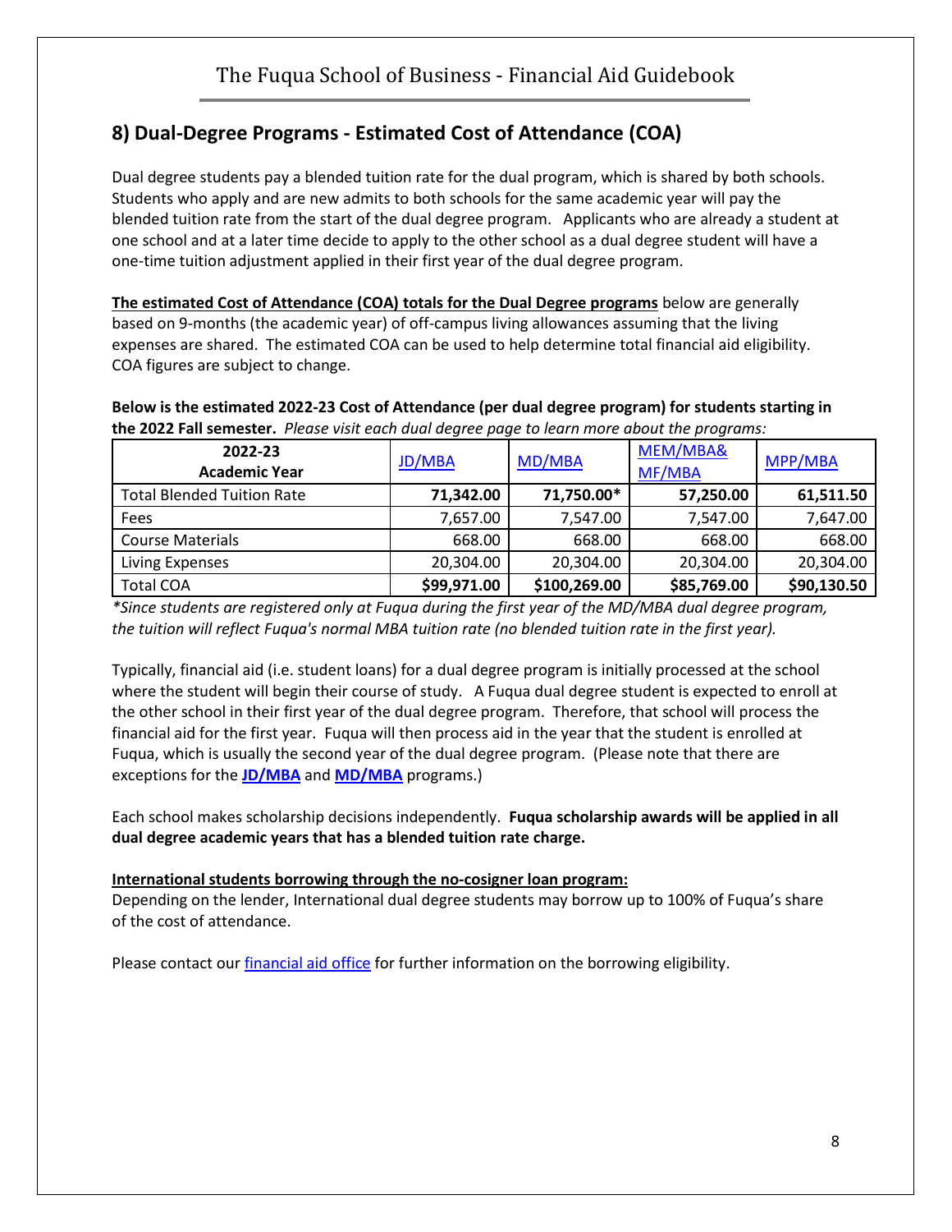## 8) Dual-Degree Programs - Estimated Cost of Attendance (COA)

Dual degree students pay a blended tuition rate for the dual program, which is shared by both schools. Students who apply and are new admits to both schools for the same academic year will pay the blended tuition rate from the start of the dual degree program. Applicants who are already a student at one school and at a later time decide to apply to the other school as a dual degree student will have a one-time tuition adjustment applied in their first year of the dual degree program.

**The estimated Cost of Attendance (COA) totals for the Dual Degree programs** below are generally based on 9-months (the academic year) of off-campus living allowances assuming that the living expenses are shared. The estimated COA can be used to help determine total financial aid eligibility. COA figures are subject to change.

**Below is the estimated 2022-23 Cost of Attendance (per dual degree program) for students starting in the 2022 Fall semester.** *Please visit each dual degree page to learn more about the programs:*

| 2022-23 Academic Year | JD/MBA | MD/MBA | MEM/MBA& MF/MBA | MPP/MBA |
|---|---|---|---|---|
| Total Blended Tuition Rate | **71,342.00** | **71,750.00*** | **57,250.00** | **61,511.50** |
| Fees | 7,657.00 | 7,547.00 | 7,547.00 | 7,647.00 |
| Course Materials | 668.00 | 668.00 | 668.00 | 668.00 |
| Living Expenses | 20,304.00 | 20,304.00 | 20,304.00 | 20,304.00 |
| Total COA | **$99,971.00** | **$100,269.00** | **$85,769.00** | **$90,130.50** |

*\*Since students are registered only at Fuqua during the first year of the MD/MBA dual degree program, the tuition will reflect Fuqua's normal MBA tuition rate (no blended tuition rate in the first year).*

Typically, financial aid (i.e. student loans) for a dual degree program is initially processed at the school where the student will begin their course of study. A Fuqua dual degree student is expected to enroll at the other school in their first year of the dual degree program. Therefore, that school will process the financial aid for the first year. Fuqua will then process aid in the year that the student is enrolled at Fuqua, which is usually the second year of the dual degree program. (Please note that there are exceptions for the **JD/MBA** and **MD/MBA** programs.)

Each school makes scholarship decisions independently. **Fuqua scholarship awards will be applied in all dual degree academic years that has a blended tuition rate charge.**

**International students borrowing through the no-cosigner loan program:**

Depending on the lender, International dual degree students may borrow up to 100% of Fuqua's share of the cost of attendance.

Please contact our financial aid office for further information on the borrowing eligibility.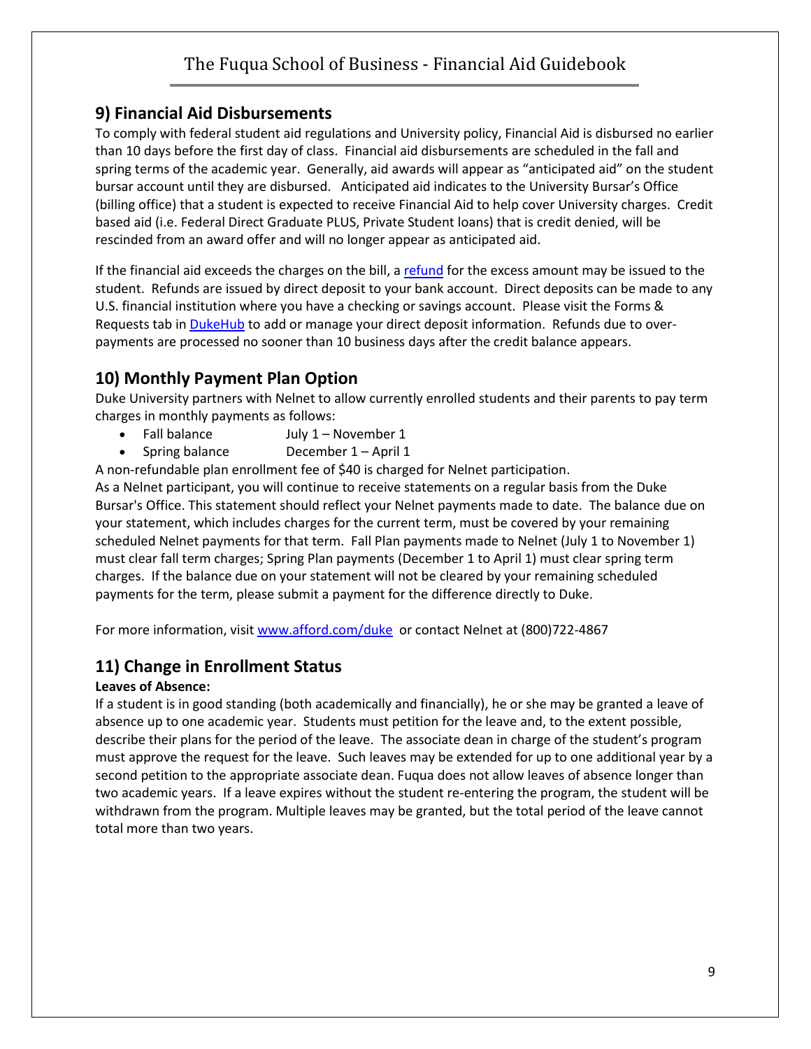## 9) Financial Aid Disbursements

To comply with federal student aid regulations and University policy, Financial Aid is disbursed no earlier than 10 days before the first day of class. Financial aid disbursements are scheduled in the fall and spring terms of the academic year. Generally, aid awards will appear as "anticipated aid" on the student bursar account until they are disbursed. Anticipated aid indicates to the University Bursar's Office (billing office) that a student is expected to receive Financial Aid to help cover University charges. Credit based aid (i.e. Federal Direct Graduate PLUS, Private Student loans) that is credit denied, will be rescinded from an award offer and will no longer appear as anticipated aid.

If the financial aid exceeds the charges on the bill, a refund for the excess amount may be issued to the student. Refunds are issued by direct deposit to your bank account. Direct deposits can be made to any U.S. financial institution where you have a checking or savings account. Please visit the Forms & Requests tab in DukeHub to add or manage your direct deposit information. Refunds due to over-payments are processed no sooner than 10 business days after the credit balance appears.

## 10) Monthly Payment Plan Option

Duke University partners with Nelnet to allow currently enrolled students and their parents to pay term charges in monthly payments as follows:

- Fall balance July 1 – November 1
- Spring balance December 1 – April 1

A non-refundable plan enrollment fee of $40 is charged for Nelnet participation.
As a Nelnet participant, you will continue to receive statements on a regular basis from the Duke Bursar's Office. This statement should reflect your Nelnet payments made to date. The balance due on your statement, which includes charges for the current term, must be covered by your remaining scheduled Nelnet payments for that term. Fall Plan payments made to Nelnet (July 1 to November 1) must clear fall term charges; Spring Plan payments (December 1 to April 1) must clear spring term charges. If the balance due on your statement will not be cleared by your remaining scheduled payments for the term, please submit a payment for the difference directly to Duke.

For more information, visit www.afford.com/duke or contact Nelnet at (800)722-4867

## 11) Change in Enrollment Status

**Leaves of Absence:**

If a student is in good standing (both academically and financially), he or she may be granted a leave of absence up to one academic year. Students must petition for the leave and, to the extent possible, describe their plans for the period of the leave. The associate dean in charge of the student's program must approve the request for the leave. Such leaves may be extended for up to one additional year by a second petition to the appropriate associate dean. Fuqua does not allow leaves of absence longer than two academic years. If a leave expires without the student re-entering the program, the student will be withdrawn from the program. Multiple leaves may be granted, but the total period of the leave cannot total more than two years.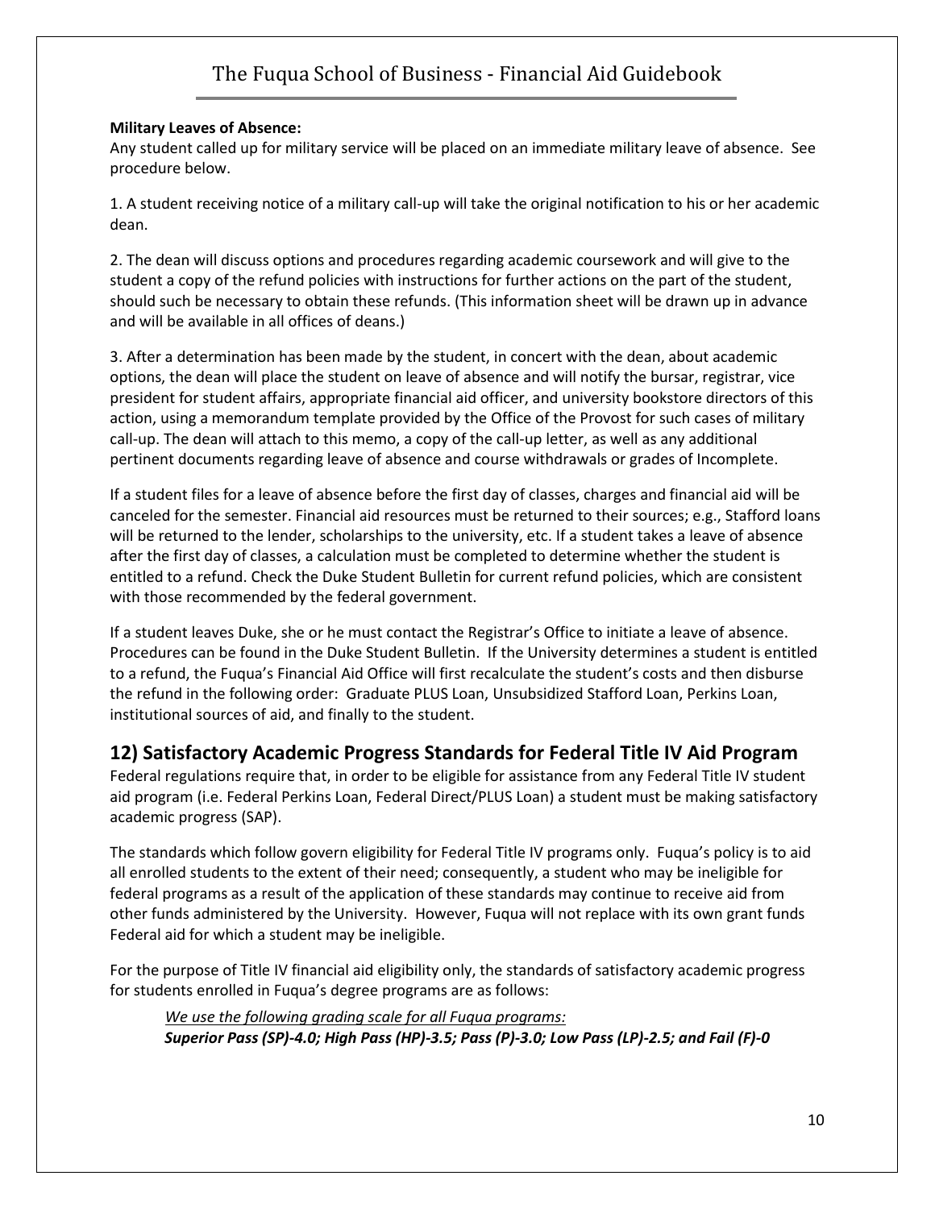**Military Leaves of Absence:**
Any student called up for military service will be placed on an immediate military leave of absence. See procedure below.

1. A student receiving notice of a military call-up will take the original notification to his or her academic dean.

2. The dean will discuss options and procedures regarding academic coursework and will give to the student a copy of the refund policies with instructions for further actions on the part of the student, should such be necessary to obtain these refunds. (This information sheet will be drawn up in advance and will be available in all offices of deans.)

3. After a determination has been made by the student, in concert with the dean, about academic options, the dean will place the student on leave of absence and will notify the bursar, registrar, vice president for student affairs, appropriate financial aid officer, and university bookstore directors of this action, using a memorandum template provided by the Office of the Provost for such cases of military call-up. The dean will attach to this memo, a copy of the call-up letter, as well as any additional pertinent documents regarding leave of absence and course withdrawals or grades of Incomplete.

If a student files for a leave of absence before the first day of classes, charges and financial aid will be canceled for the semester. Financial aid resources must be returned to their sources; e.g., Stafford loans will be returned to the lender, scholarships to the university, etc. If a student takes a leave of absence after the first day of classes, a calculation must be completed to determine whether the student is entitled to a refund. Check the Duke Student Bulletin for current refund policies, which are consistent with those recommended by the federal government.

If a student leaves Duke, she or he must contact the Registrar's Office to initiate a leave of absence. Procedures can be found in the Duke Student Bulletin. If the University determines a student is entitled to a refund, the Fuqua's Financial Aid Office will first recalculate the student's costs and then disburse the refund in the following order: Graduate PLUS Loan, Unsubsidized Stafford Loan, Perkins Loan, institutional sources of aid, and finally to the student.

## 12) Satisfactory Academic Progress Standards for Federal Title IV Aid Program

Federal regulations require that, in order to be eligible for assistance from any Federal Title IV student aid program (i.e. Federal Perkins Loan, Federal Direct/PLUS Loan) a student must be making satisfactory academic progress (SAP).

The standards which follow govern eligibility for Federal Title IV programs only. Fuqua's policy is to aid all enrolled students to the extent of their need; consequently, a student who may be ineligible for federal programs as a result of the application of these standards may continue to receive aid from other funds administered by the University. However, Fuqua will not replace with its own grant funds Federal aid for which a student may be ineligible.

For the purpose of Title IV financial aid eligibility only, the standards of satisfactory academic progress for students enrolled in Fuqua's degree programs are as follows:

*We use the following grading scale for all Fuqua programs:*
***Superior Pass (SP)-4.0; High Pass (HP)-3.5; Pass (P)-3.0; Low Pass (LP)-2.5; and Fail (F)-0***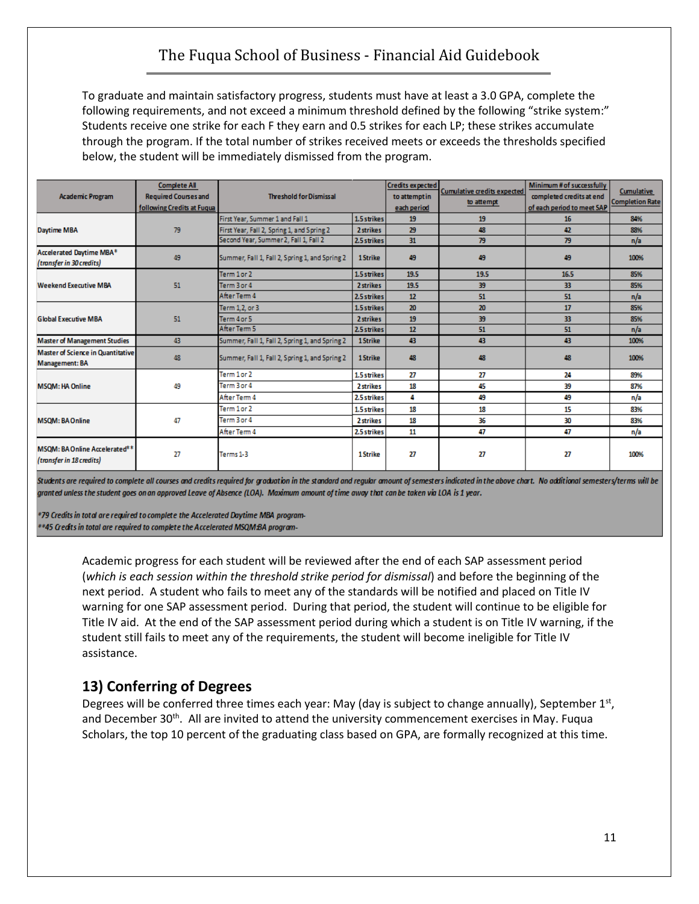To graduate and maintain satisfactory progress, students must have at least a 3.0 GPA, complete the following requirements, and not exceed a minimum threshold defined by the following "strike system:" Students receive one strike for each F they earn and 0.5 strikes for each LP; these strikes accumulate through the program. If the total number of strikes received meets or exceeds the thresholds specified below, the student will be immediately dismissed from the program.

| Academic Program | Complete All Required Courses and following Credits at Fuqua | Threshold for Dismissal | | Credits expected to attempt in each period | Cumulative credits expected to attempt | Minimum # of successfully completed credits at end of each period to meet SAP | Cumulative Completion Rate |
|---|---|---|---|---|---|---|---|
| Daytime MBA | 79 | First Year, Summer 1 and Fall 1 | 1.5 strikes | 19 | 19 | 16 | 84% |
| | | First Year, Fall 2, Spring 1, and Spring 2 | 2 strikes | 29 | 48 | 42 | 88% |
| | | Second Year, Summer 2, Fall 1, Fall 2 | 2.5 strikes | 31 | 79 | 79 | n/a |
| Accelerated Daytime MBA* (transfer in 30 credits) | 49 | Summer, Fall 1, Fall 2, Spring 1, and Spring 2 | 1 Strike | 49 | 49 | 49 | 100% |
| Weekend Executive MBA | 51 | Term 1 or 2 | 1.5 strikes | 19.5 | 19.5 | 16.5 | 85% |
| | | Term 3 or 4 | 2 strikes | 19.5 | 39 | 33 | 85% |
| | | After Term 4 | 2.5 strikes | 12 | 51 | 51 | n/a |
| Global Executive MBA | 51 | Term 1, 2, or 3 | 1.5 strikes | 20 | 20 | 17 | 85% |
| | | Term 4 or 5 | 2 strikes | 19 | 39 | 33 | 85% |
| | | After Term 5 | 2.5 strikes | 12 | 51 | 51 | n/a |
| Master of Management Studies | 43 | Summer, Fall 1, Fall 2, Spring 1, and Spring 2 | 1 Strike | 43 | 43 | 43 | 100% |
| Master of Science in Quantitative Management: BA | 48 | Summer, Fall 1, Fall 2, Spring 1, and Spring 2 | 1 Strike | 48 | 48 | 48 | 100% |
| MSQM: HA Online | 49 | Term 1 or 2 | 1.5 strikes | 27 | 27 | 24 | 89% |
| | | Term 3 or 4 | 2 strikes | 18 | 45 | 39 | 87% |
| | | After Term 4 | 2.5 strikes | 4 | 49 | 49 | n/a |
| MSQM: BA Online | 47 | Term 1 or 2 | 1.5 strikes | 18 | 18 | 15 | 83% |
| | | Term 3 or 4 | 2 strikes | 18 | 36 | 30 | 83% |
| | | After Term 4 | 2.5 strikes | 11 | 47 | 47 | n/a |
| MSQM: BA Online Accelerated** (transfer in 18 credits) | 27 | Terms 1-3 | 1 Strike | 27 | 27 | 27 | 100% |

*Students are required to complete all courses and credits required for graduation in the standard and regular amount of semesters indicated in the above chart. No additional semesters/terms will be granted unless the student goes on an approved Leave of Absence (LOA). Maximum amount of time away that can be taken via LOA is 1 year.*

*\*79 Credits in total are required to complete the Accelerated Daytime MBA program-*

*\*\*45 Credits in total are required to complete the Accelerated MSQM:BA program-*

Academic progress for each student will be reviewed after the end of each SAP assessment period (*which is each session within the threshold strike period for dismissal*) and before the beginning of the next period. A student who fails to meet any of the standards will be notified and placed on Title IV warning for one SAP assessment period. During that period, the student will continue to be eligible for Title IV aid. At the end of the SAP assessment period during which a student is on Title IV warning, if the student still fails to meet any of the requirements, the student will become ineligible for Title IV assistance.

## 13) Conferring of Degrees

Degrees will be conferred three times each year: May (day is subject to change annually), September 1st, and December 30th. All are invited to attend the university commencement exercises in May. Fuqua Scholars, the top 10 percent of the graduating class based on GPA, are formally recognized at this time.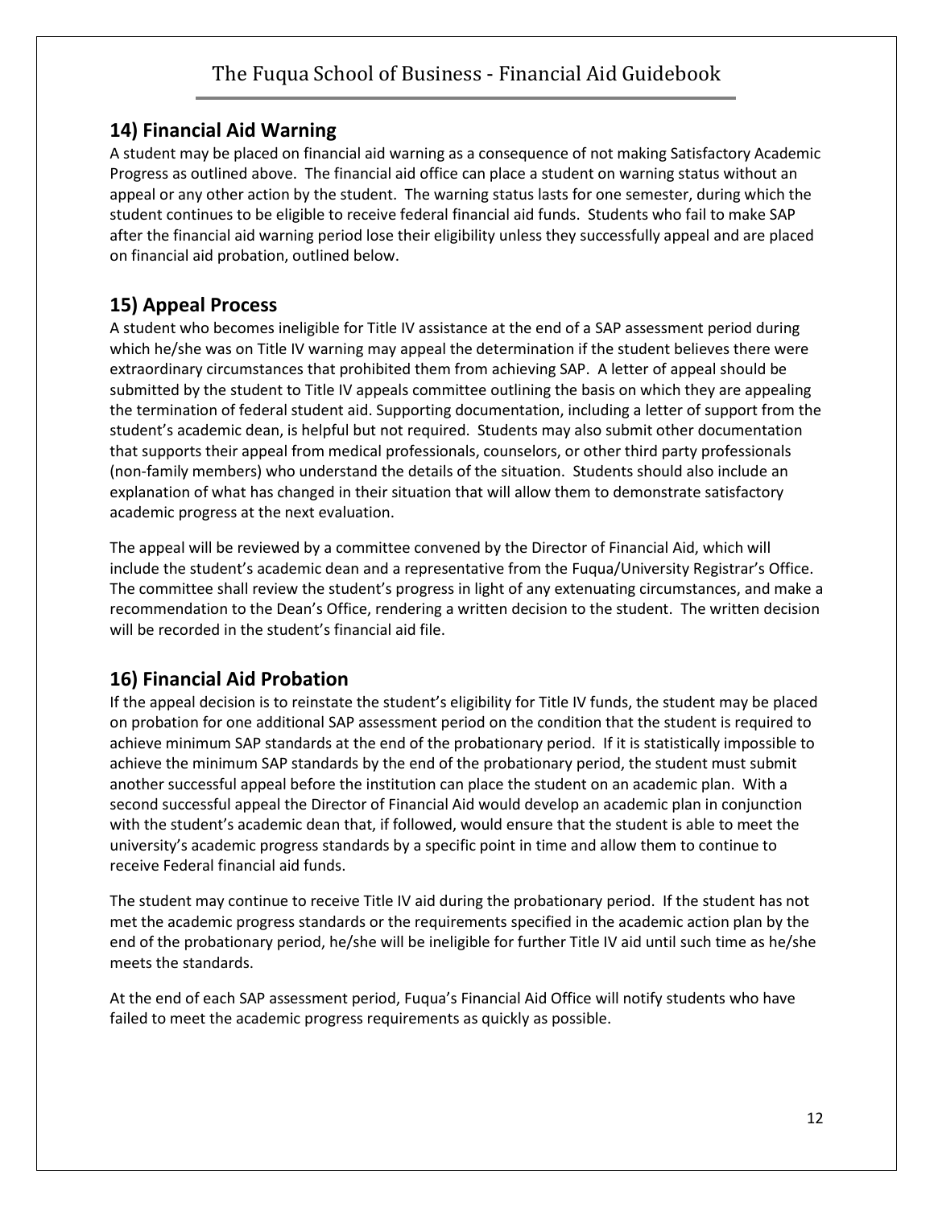## 14) Financial Aid Warning

A student may be placed on financial aid warning as a consequence of not making Satisfactory Academic Progress as outlined above. The financial aid office can place a student on warning status without an appeal or any other action by the student. The warning status lasts for one semester, during which the student continues to be eligible to receive federal financial aid funds. Students who fail to make SAP after the financial aid warning period lose their eligibility unless they successfully appeal and are placed on financial aid probation, outlined below.

## 15) Appeal Process

A student who becomes ineligible for Title IV assistance at the end of a SAP assessment period during which he/she was on Title IV warning may appeal the determination if the student believes there were extraordinary circumstances that prohibited them from achieving SAP. A letter of appeal should be submitted by the student to Title IV appeals committee outlining the basis on which they are appealing the termination of federal student aid. Supporting documentation, including a letter of support from the student's academic dean, is helpful but not required. Students may also submit other documentation that supports their appeal from medical professionals, counselors, or other third party professionals (non-family members) who understand the details of the situation. Students should also include an explanation of what has changed in their situation that will allow them to demonstrate satisfactory academic progress at the next evaluation.

The appeal will be reviewed by a committee convened by the Director of Financial Aid, which will include the student's academic dean and a representative from the Fuqua/University Registrar's Office. The committee shall review the student's progress in light of any extenuating circumstances, and make a recommendation to the Dean's Office, rendering a written decision to the student. The written decision will be recorded in the student's financial aid file.

## 16) Financial Aid Probation

If the appeal decision is to reinstate the student's eligibility for Title IV funds, the student may be placed on probation for one additional SAP assessment period on the condition that the student is required to achieve minimum SAP standards at the end of the probationary period. If it is statistically impossible to achieve the minimum SAP standards by the end of the probationary period, the student must submit another successful appeal before the institution can place the student on an academic plan. With a second successful appeal the Director of Financial Aid would develop an academic plan in conjunction with the student's academic dean that, if followed, would ensure that the student is able to meet the university's academic progress standards by a specific point in time and allow them to continue to receive Federal financial aid funds.

The student may continue to receive Title IV aid during the probationary period. If the student has not met the academic progress standards or the requirements specified in the academic action plan by the end of the probationary period, he/she will be ineligible for further Title IV aid until such time as he/she meets the standards.

At the end of each SAP assessment period, Fuqua's Financial Aid Office will notify students who have failed to meet the academic progress requirements as quickly as possible.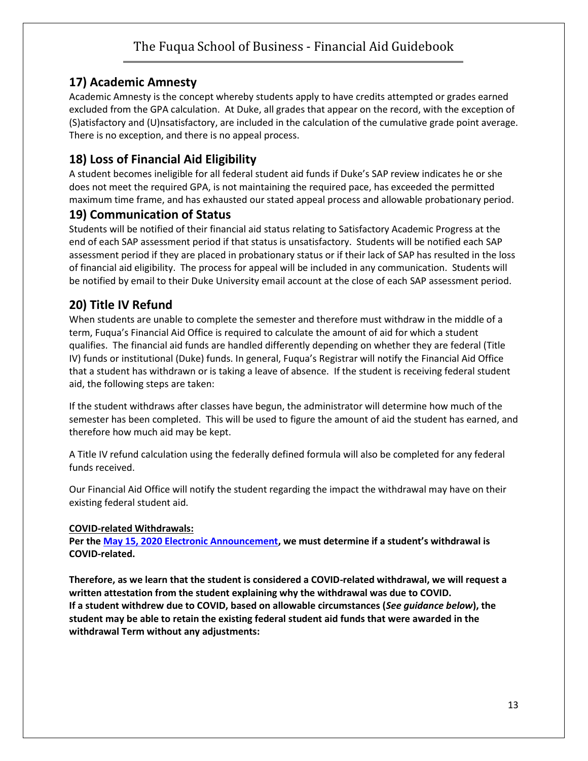## 17) Academic Amnesty

Academic Amnesty is the concept whereby students apply to have credits attempted or grades earned excluded from the GPA calculation. At Duke, all grades that appear on the record, with the exception of (S)atisfactory and (U)nsatisfactory, are included in the calculation of the cumulative grade point average. There is no exception, and there is no appeal process.

## 18) Loss of Financial Aid Eligibility

A student becomes ineligible for all federal student aid funds if Duke's SAP review indicates he or she does not meet the required GPA, is not maintaining the required pace, has exceeded the permitted maximum time frame, and has exhausted our stated appeal process and allowable probationary period.

## 19) Communication of Status

Students will be notified of their financial aid status relating to Satisfactory Academic Progress at the end of each SAP assessment period if that status is unsatisfactory. Students will be notified each SAP assessment period if they are placed in probationary status or if their lack of SAP has resulted in the loss of financial aid eligibility. The process for appeal will be included in any communication. Students will be notified by email to their Duke University email account at the close of each SAP assessment period.

## 20) Title IV Refund

When students are unable to complete the semester and therefore must withdraw in the middle of a term, Fuqua's Financial Aid Office is required to calculate the amount of aid for which a student qualifies. The financial aid funds are handled differently depending on whether they are federal (Title IV) funds or institutional (Duke) funds. In general, Fuqua's Registrar will notify the Financial Aid Office that a student has withdrawn or is taking a leave of absence. If the student is receiving federal student aid, the following steps are taken:

If the student withdraws after classes have begun, the administrator will determine how much of the semester has been completed. This will be used to figure the amount of aid the student has earned, and therefore how much aid may be kept.

A Title IV refund calculation using the federally defined formula will also be completed for any federal funds received.

Our Financial Aid Office will notify the student regarding the impact the withdrawal may have on their existing federal student aid.

**COVID-related Withdrawals:**

**Per the May 15, 2020 Electronic Announcement, we must determine if a student's withdrawal is COVID-related.**

**Therefore, as we learn that the student is considered a COVID-related withdrawal, we will request a written attestation from the student explaining why the withdrawal was due to COVID.**
**If a student withdrew due to COVID, based on allowable circumstances (*See guidance below*), the student may be able to retain the existing federal student aid funds that were awarded in the withdrawal Term without any adjustments:**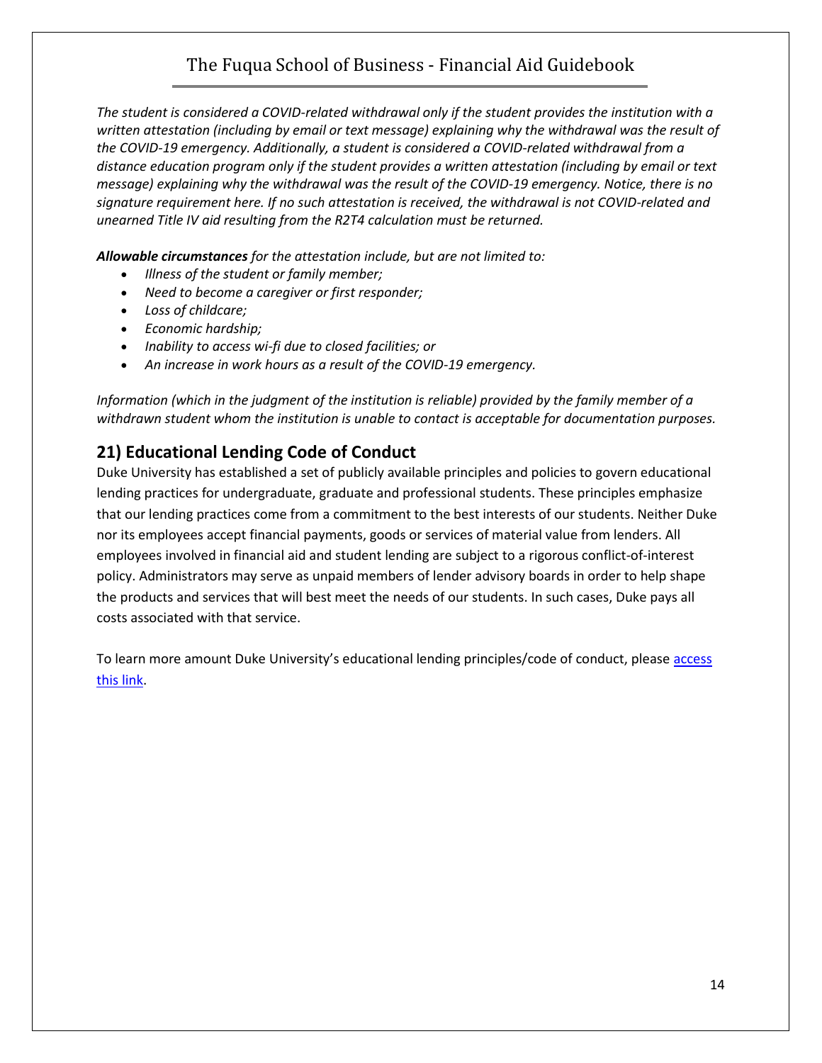*The student is considered a COVID-related withdrawal only if the student provides the institution with a written attestation (including by email or text message) explaining why the withdrawal was the result of the COVID-19 emergency. Additionally, a student is considered a COVID-related withdrawal from a distance education program only if the student provides a written attestation (including by email or text message) explaining why the withdrawal was the result of the COVID-19 emergency. Notice, there is no signature requirement here. If no such attestation is received, the withdrawal is not COVID-related and unearned Title IV aid resulting from the R2T4 calculation must be returned.*

***Allowable circumstances** for the attestation include, but are not limited to:*

- *Illness of the student or family member;*
- *Need to become a caregiver or first responder;*
- *Loss of childcare;*
- *Economic hardship;*
- *Inability to access wi-fi due to closed facilities; or*
- *An increase in work hours as a result of the COVID-19 emergency.*

*Information (which in the judgment of the institution is reliable) provided by the family member of a withdrawn student whom the institution is unable to contact is acceptable for documentation purposes.*

## 21) Educational Lending Code of Conduct

Duke University has established a set of publicly available principles and policies to govern educational lending practices for undergraduate, graduate and professional students. These principles emphasize that our lending practices come from a commitment to the best interests of our students. Neither Duke nor its employees accept financial payments, goods or services of material value from lenders. All employees involved in financial aid and student lending are subject to a rigorous conflict-of-interest policy. Administrators may serve as unpaid members of lender advisory boards in order to help shape the products and services that will best meet the needs of our students. In such cases, Duke pays all costs associated with that service.

To learn more amount Duke University's educational lending principles/code of conduct, please access this link.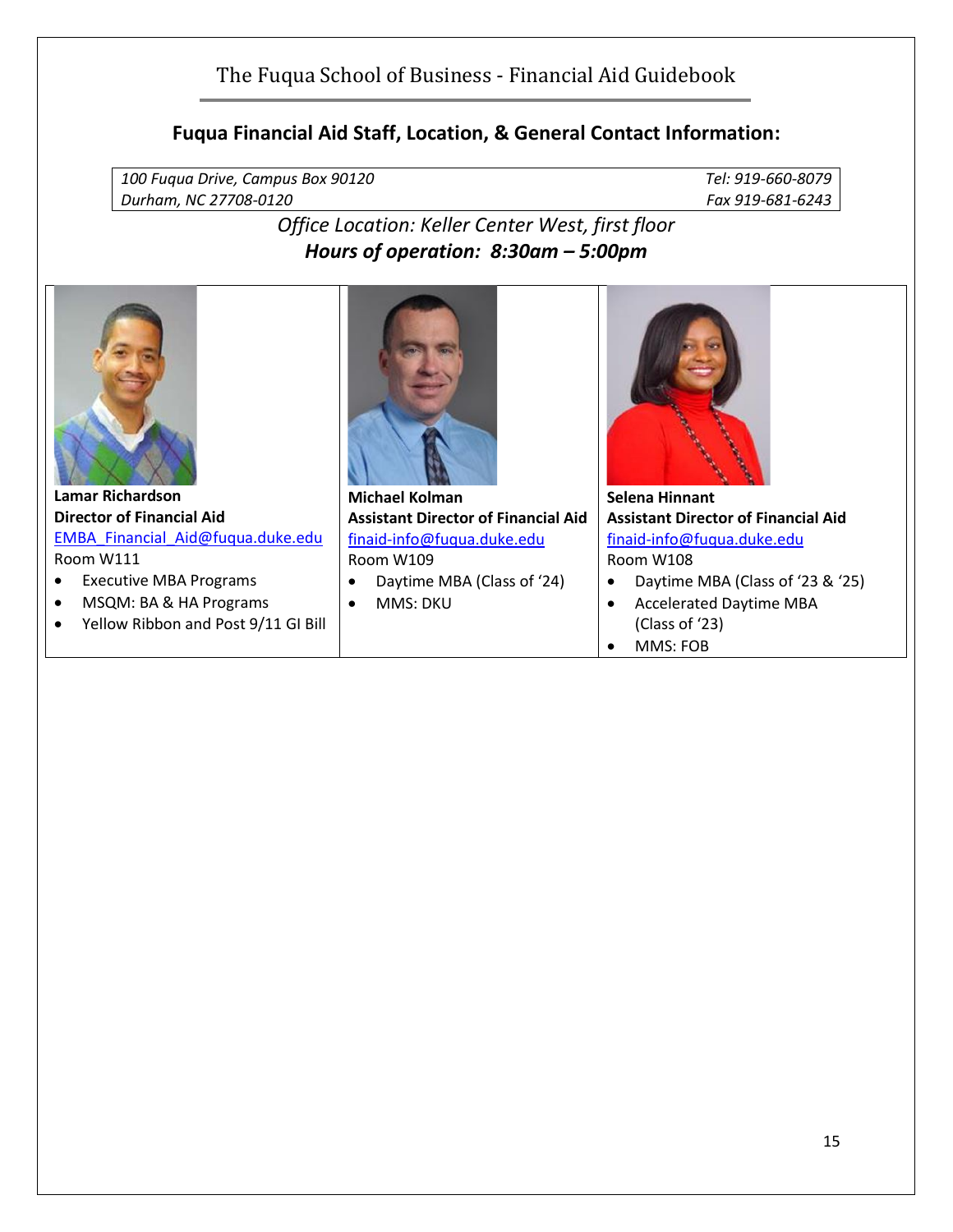## Fuqua Financial Aid Staff, Location, & General Contact Information:

| | |
|---|---|
| *100 Fuqua Drive, Campus Box 90120* | *Tel: 919-660-8079* |
| *Durham, NC 27708-0120* | *Fax 919-681-6243* |

*Office Location: Keller Center West, first floor*

***Hours of operation: 8:30am – 5:00pm***

**Lamar Richardson**
**Director of Financial Aid**
EMBA_Financial_Aid@fuqua.duke.edu
Room W111

- Executive MBA Programs
- MSQM: BA & HA Programs
- Yellow Ribbon and Post 9/11 GI Bill

**Michael Kolman**
**Assistant Director of Financial Aid**
finaid-info@fuqua.duke.edu
Room W109

- Daytime MBA (Class of '24)
- MMS: DKU

**Selena Hinnant**
**Assistant Director of Financial Aid**
finaid-info@fuqua.duke.edu
Room W108

- Daytime MBA (Class of '23 & '25)
- Accelerated Daytime MBA (Class of '23)
- MMS: FOB